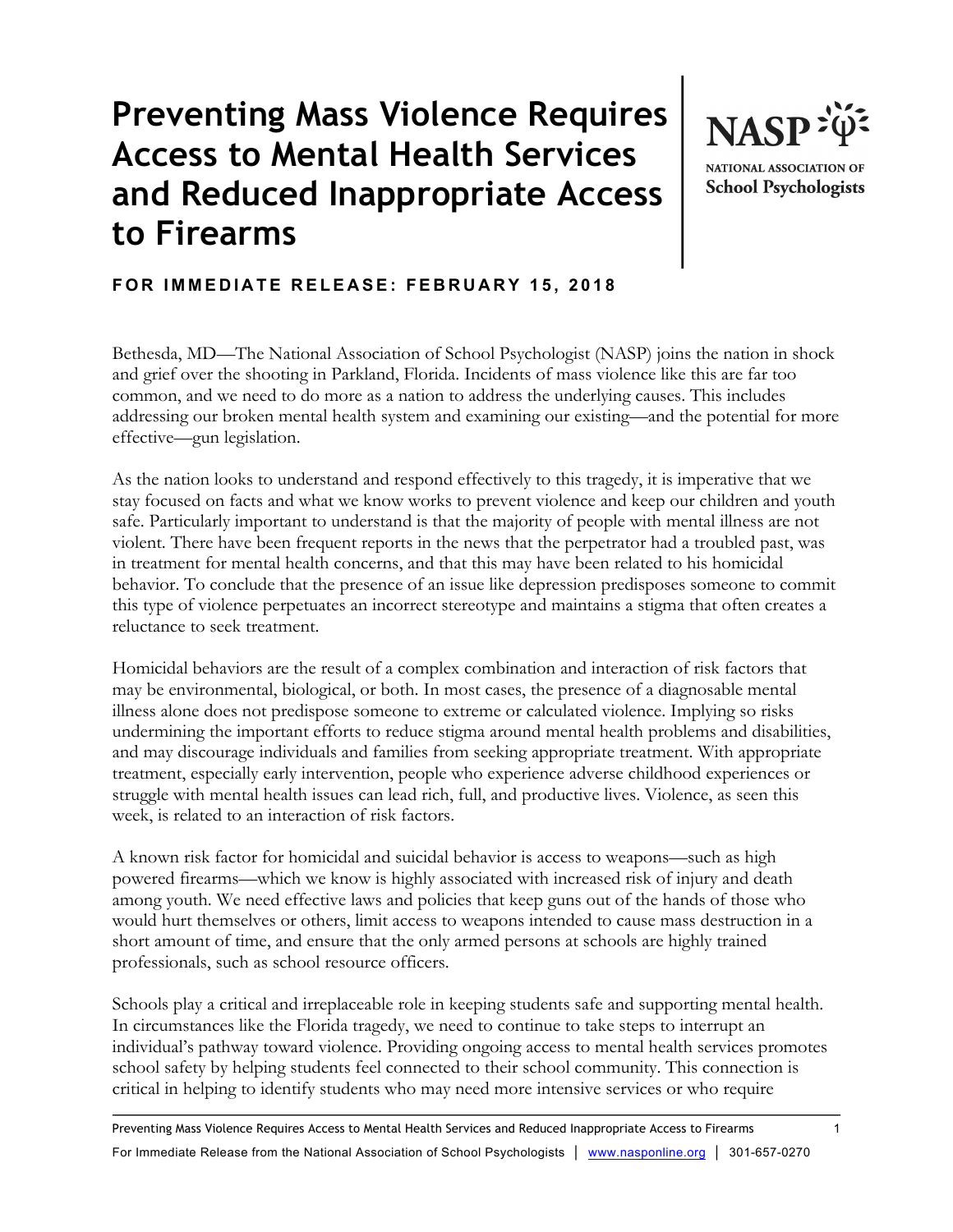# Preventing Mass Violence Requires Access to Mental Health Services and Reduced Inappropriate Access to Firearms

NASP NATIONAL ASSOCIATION OF School Psychologists

**FOR IMMEDIATE RELEASE: FEBRUARY 15, 2018**

Bethesda, MD—The National Association of School Psychologist (NASP) joins the nation in shock and grief over the shooting in Parkland, Florida. Incidents of mass violence like this are far too common, and we need to do more as a nation to address the underlying causes. This includes addressing our broken mental health system and examining our existing—and the potential for more effective—gun legislation.

As the nation looks to understand and respond effectively to this tragedy, it is imperative that we stay focused on facts and what we know works to prevent violence and keep our children and youth safe. Particularly important to understand is that the majority of people with mental illness are not violent. There have been frequent reports in the news that the perpetrator had a troubled past, was in treatment for mental health concerns, and that this may have been related to his homicidal behavior. To conclude that the presence of an issue like depression predisposes someone to commit this type of violence perpetuates an incorrect stereotype and maintains a stigma that often creates a reluctance to seek treatment.

Homicidal behaviors are the result of a complex combination and interaction of risk factors that may be environmental, biological, or both. In most cases, the presence of a diagnosable mental illness alone does not predispose someone to extreme or calculated violence. Implying so risks undermining the important efforts to reduce stigma around mental health problems and disabilities, and may discourage individuals and families from seeking appropriate treatment. With appropriate treatment, especially early intervention, people who experience adverse childhood experiences or struggle with mental health issues can lead rich, full, and productive lives. Violence, as seen this week, is related to an interaction of risk factors.

A known risk factor for homicidal and suicidal behavior is access to weapons—such as high powered firearms—which we know is highly associated with increased risk of injury and death among youth. We need effective laws and policies that keep guns out of the hands of those who would hurt themselves or others, limit access to weapons intended to cause mass destruction in a short amount of time, and ensure that the only armed persons at schools are highly trained professionals, such as school resource officers.

Schools play a critical and irreplaceable role in keeping students safe and supporting mental health. In circumstances like the Florida tragedy, we need to continue to take steps to interrupt an individual's pathway toward violence. Providing ongoing access to mental health services promotes school safety by helping students feel connected to their school community. This connection is critical in helping to identify students who may need more intensive services or who require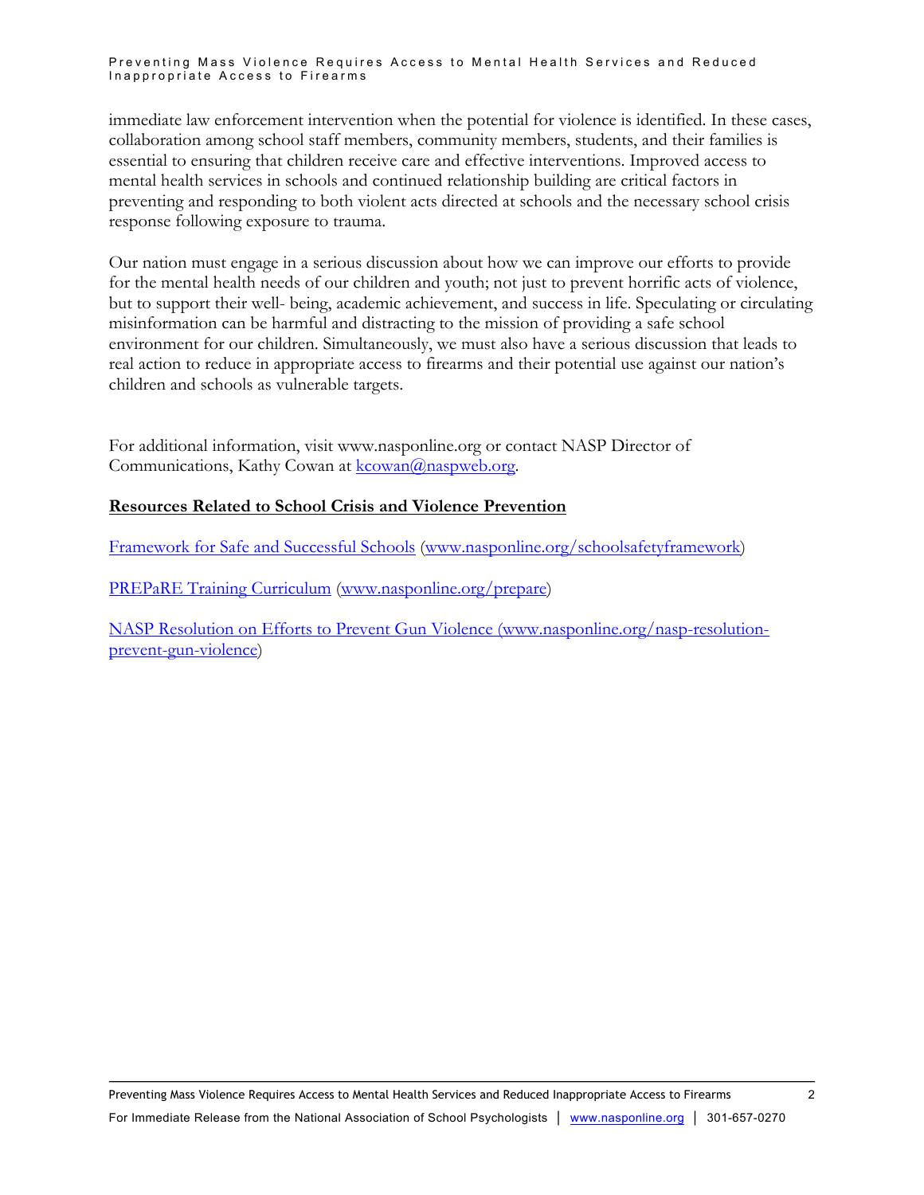immediate law enforcement intervention when the potential for violence is identified. In these cases, collaboration among school staff members, community members, students, and their families is essential to ensuring that children receive care and effective interventions. Improved access to mental health services in schools and continued relationship building are critical factors in preventing and responding to both violent acts directed at schools and the necessary school crisis response following exposure to trauma.

Our nation must engage in a serious discussion about how we can improve our efforts to provide for the mental health needs of our children and youth; not just to prevent horrific acts of violence, but to support their well- being, academic achievement, and success in life. Speculating or circulating misinformation can be harmful and distracting to the mission of providing a safe school environment for our children. Simultaneously, we must also have a serious discussion that leads to real action to reduce in appropriate access to firearms and their potential use against our nation's children and schools as vulnerable targets.

For additional information, visit www.nasponline.org or contact NASP Director of Communications, Kathy Cowan at kcowan@naspweb.org.

## Resources Related to School Crisis and Violence Prevention

Framework for Safe and Successful Schools (www.nasponline.org/schoolsafetyframework)

PREPaRE Training Curriculum (www.nasponline.org/prepare)

NASP Resolution on Efforts to Prevent Gun Violence (www.nasponline.org/nasp-resolution-prevent-gun-violence)